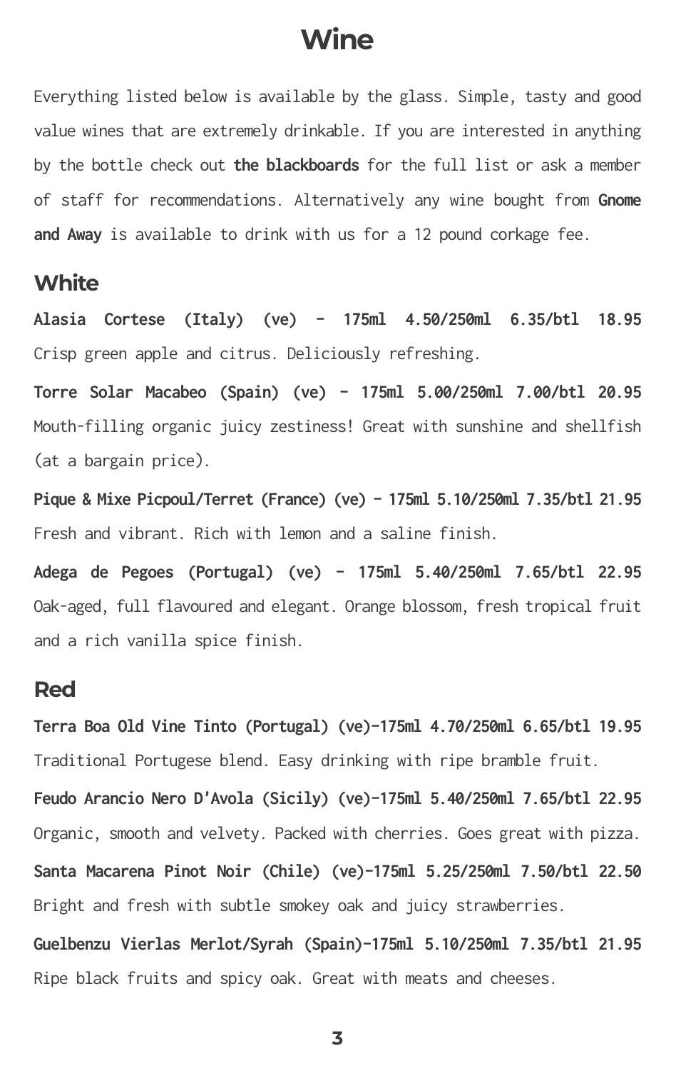# Wine

Everything listed below is available by the glass. Simple, tasty and good value wines that are extremely drinkable. If you are interested in anything by the bottle check out **the blackboards** for the full list or ask a member of staff for recommendations. Alternatively any wine bought from **Gnome and Away** is available to drink with us for a 12 pound corkage fee.

## White

**Alasia Cortese (Italy) (ve) - 175ml 4.50/250ml 6.35/btl 18.95**

Crisp green apple and citrus. Deliciously refreshing.

**Torre Solar Macabeo (Spain) (ve) - 175ml 5.00/250ml 7.00/btl 20.95**

Mouth-filling organic juicy zestiness! Great with sunshine and shellfish (at a bargain price).

**Pique & Mixe Picpoul/Terret (France) (ve) - 175ml 5.10/250ml 7.35/btl 21.95**

Fresh and vibrant. Rich with lemon and a saline finish.

**Adega de Pegoes (Portugal) (ve) - 175ml 5.40/250ml 7.65/btl 22.95**

Oak-aged, full flavoured and elegant. Orange blossom, fresh tropical fruit and a rich vanilla spice finish.

## Red

**Terra Boa Old Vine Tinto (Portugal) (ve)-175ml 4.70/250ml 6.65/btl 19.95**

Traditional Portugese blend. Easy drinking with ripe bramble fruit.

**Feudo Arancio Nero D'Avola (Sicily) (ve)-175ml 5.40/250ml 7.65/btl 22.95**

Organic, smooth and velvety. Packed with cherries. Goes great with pizza.

**Santa Macarena Pinot Noir (Chile) (ve)-175ml 5.25/250ml 7.50/btl 22.50**

Bright and fresh with subtle smokey oak and juicy strawberries.

**Guelbenzu Vierlas Merlot/Syrah (Spain)-175ml 5.10/250ml 7.35/btl 21.95**

Ripe black fruits and spicy oak. Great with meats and cheeses.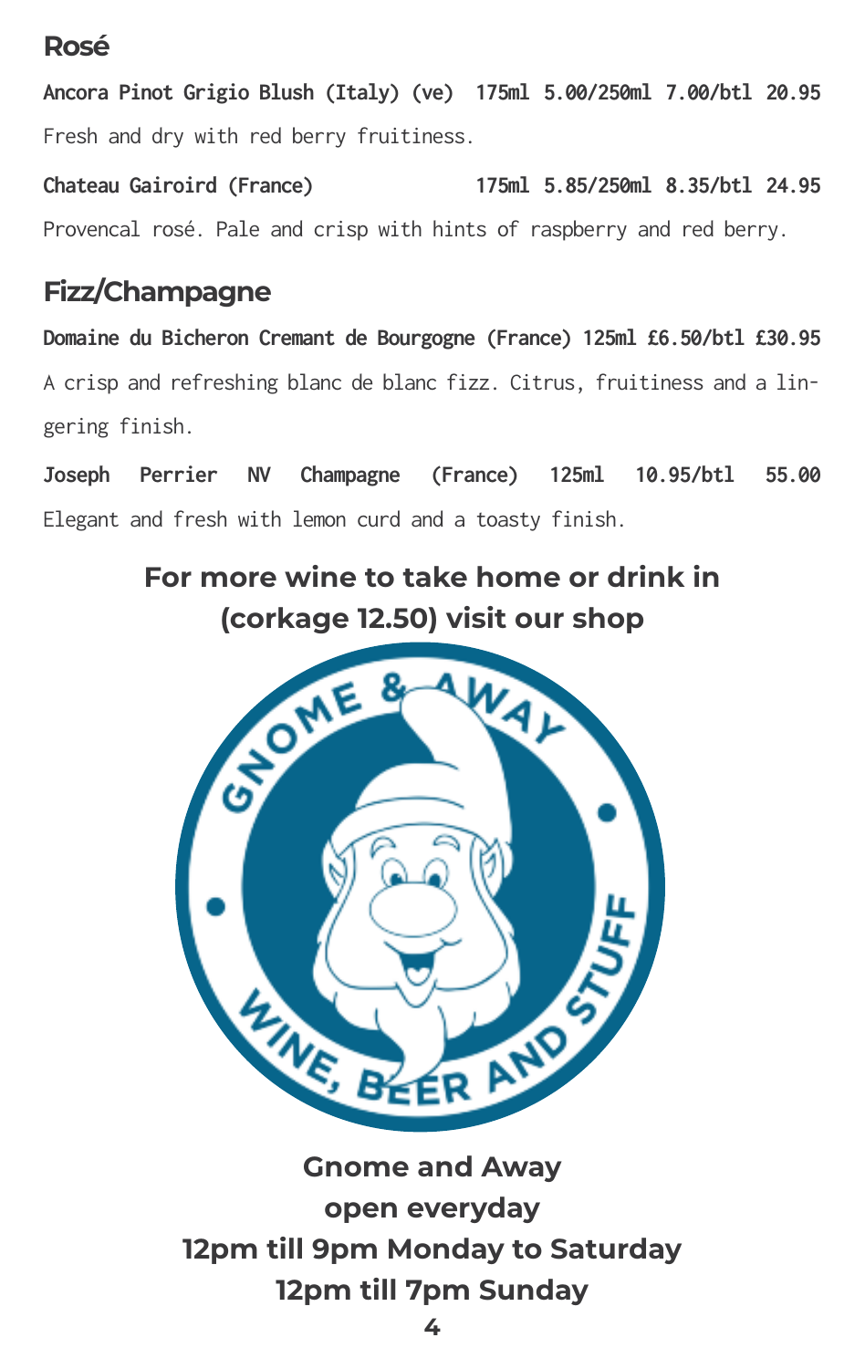## Rosé

**Ancora Pinot Grigio Blush (Italy) (ve) 175ml 5.00/250ml 7.00/btl 20.95**

Fresh and dry with red berry fruitiness.

**Chateau Gairoird (France) 175ml 5.85/250ml 8.35/btl 24.95**

Provencal rosé. Pale and crisp with hints of raspberry and red berry.

## Fizz/Champagne

**Domaine du Bicheron Cremant de Bourgogne (France) 125ml £6.50/btl £30.95**

A crisp and refreshing blanc de blanc fizz. Citrus, fruitiness and a lingering finish.

**Joseph Perrier NV Champagne (France) 125ml 10.95/btl 55.00**

Elegant and fresh with lemon curd and a toasty finish.

**For more wine to take home or drink in (corkage 12.50) visit our shop**

GNOME & AWAY

WINE, BEER AND STUFF

**Gnome and Away**
**open everyday**
**12pm till 9pm Monday to Saturday**
**12pm till 7pm Sunday**